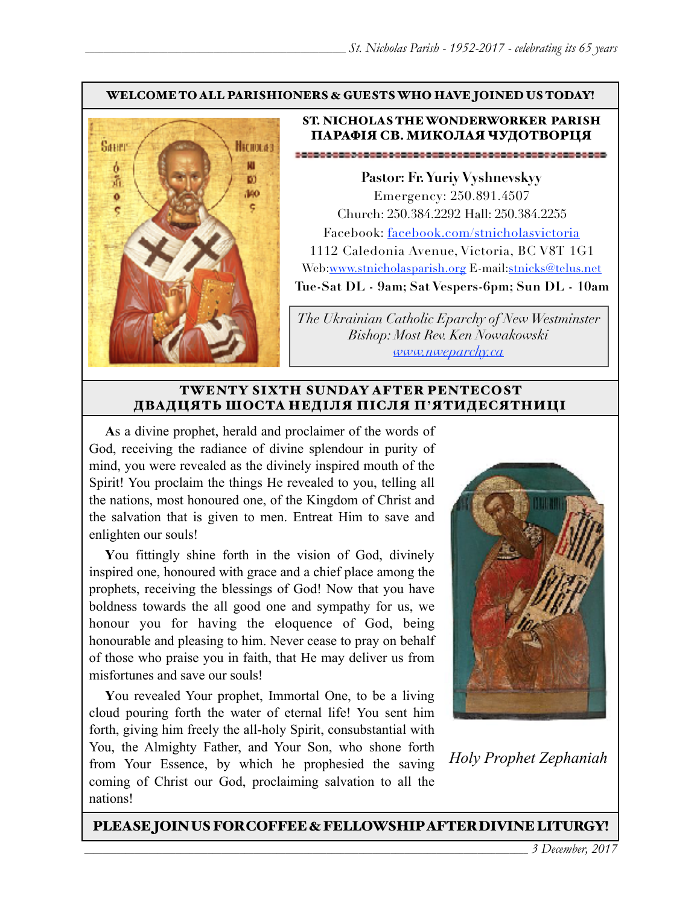**WELCOME TO ALL PARISHIONERS & GUESTS WHO HAVE JOINED US TODAY!**

**ST. NICHOLAS THE WONDERWORKER PARISH**
**ПАРАФІЯ СВ. МИКОЛАЯ ЧУДОТВОРЦЯ**

**Pastor: Fr. Yuriy Vyshnevskyy**
Emergency: 250.891.4507
Church: 250.384.2292 Hall: 250.384.2255
Facebook: facebook.com/stnicholasvictoria
1112 Caledonia Avenue, Victoria, BC V8T 1G1
Web:www.stnicholasparish.org E-mail:stnicks@telus.net
**Tue-Sat DL - 9am; Sat Vespers-6pm; Sun DL - 10am**

*The Ukrainian Catholic Eparchy of New Westminster*
*Bishop: Most Rev. Ken Nowakowski*
*www.nweparchy.ca*

## TWENTY SIXTH SUNDAY AFTER PENTECOST
## ДВАДЦЯТЬ ШОСТА НЕДІЛЯ ПІСЛЯ П'ЯТИДЕСЯТНИЦІ

**A**s a divine prophet, herald and proclaimer of the words of God, receiving the radiance of divine splendour in purity of mind, you were revealed as the divinely inspired mouth of the Spirit! You proclaim the things He revealed to you, telling all the nations, most honoured one, of the Kingdom of Christ and the salvation that is given to men. Entreat Him to save and enlighten our souls!

**Y**ou fittingly shine forth in the vision of God, divinely inspired one, honoured with grace and a chief place among the prophets, receiving the blessings of God! Now that you have boldness towards the all good one and sympathy for us, we honour you for having the eloquence of God, being honourable and pleasing to him. Never cease to pray on behalf of those who praise you in faith, that He may deliver us from misfortunes and save our souls!

**Y**ou revealed Your prophet, Immortal One, to be a living cloud pouring forth the water of eternal life! You sent him forth, giving him freely the all-holy Spirit, consubstantial with You, the Almighty Father, and Your Son, who shone forth from Your Essence, by which he prophesied the saving coming of Christ our God, proclaiming salvation to all the nations!

*Holy Prophet Zephaniah*

**PLEASE JOIN US FOR COFFEE & FELLOWSHIP AFTER DIVINE LITURGY!**

*3 December, 2017*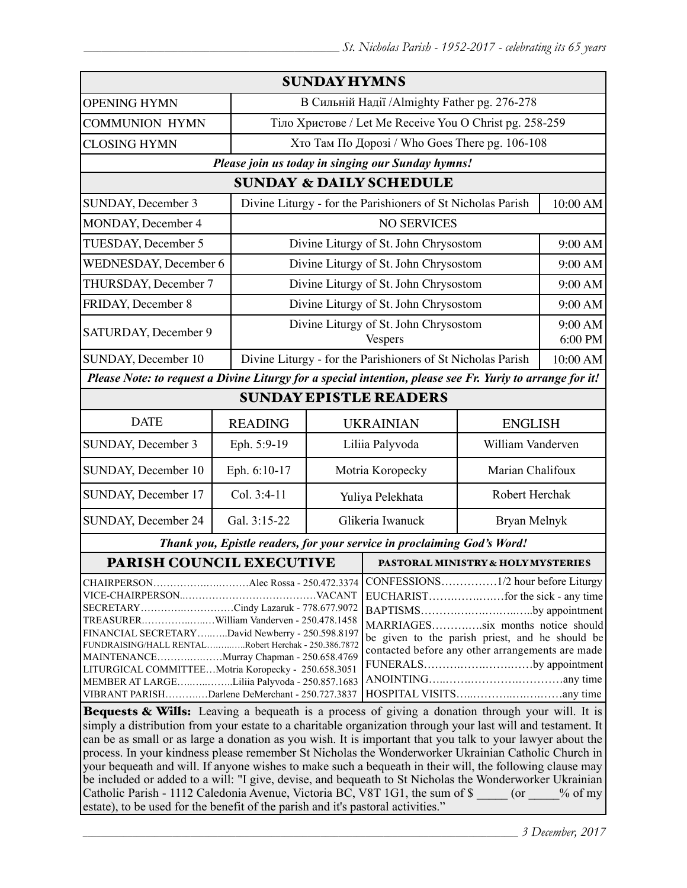## SUNDAY HYMNS

| | |
|---|---|
| OPENING HYMN | В Сильній Надії /Almighty Father pg. 276-278 |
| COMMUNION HYMN | Тіло Христове / Let Me Receive You O Christ pg. 258-259 |
| CLOSING HYMN | Хто Там По Дорозі / Who Goes There pg. 106-108 |

***Please join us today in singing our Sunday hymns!***

## SUNDAY & DAILY SCHEDULE

| | | |
|---|---|---|
| SUNDAY, December 3 | Divine Liturgy - for the Parishioners of St Nicholas Parish | 10:00 AM |
| MONDAY, December 4 | NO SERVICES | |
| TUESDAY, December 5 | Divine Liturgy of St. John Chrysostom | 9:00 AM |
| WEDNESDAY, December 6 | Divine Liturgy of St. John Chrysostom | 9:00 AM |
| THURSDAY, December 7 | Divine Liturgy of St. John Chrysostom | 9:00 AM |
| FRIDAY, December 8 | Divine Liturgy of St. John Chrysostom | 9:00 AM |
| SATURDAY, December 9 | Divine Liturgy of St. John Chrysostom<br>Vespers | 9:00 AM<br>6:00 PM |
| SUNDAY, December 10 | Divine Liturgy - for the Parishioners of St Nicholas Parish | 10:00 AM |

***Please Note: to request a Divine Liturgy for a special intention, please see Fr. Yuriy to arrange for it!***

## SUNDAY EPISTLE READERS

| DATE | READING | UKRAINIAN | ENGLISH |
|---|---|---|---|
| SUNDAY, December 3 | Eph. 5:9-19 | Liliia Palyvoda | William Vanderven |
| SUNDAY, December 10 | Eph. 6:10-17 | Motria Koropecky | Marian Chalifoux |
| SUNDAY, December 17 | Col. 3:4-11 | Yuliya Pelekhata | Robert Herchak |
| SUNDAY, December 24 | Gal. 3:15-22 | Glikeria Iwanuck | Bryan Melnyk |

***Thank you, Epistle readers, for your service in proclaiming God's Word!***

## PARISH COUNCIL EXECUTIVE

CHAIRPERSON……………………Alec Rossa - 250.472.3374
VICE-CHAIRPERSON……………………………VACANT
SECRETARY……………………Cindy Lazaruk - 778.677.9072
TREASURER……………William Vanderven - 250.478.1458
FINANCIAL SECRETARY……David Newberry - 250.598.8197
FUNDRAISING/HALL RENTAL…………Robert Herchak - 250.386.7872
MAINTENANCE………………Murray Chapman - 250.658.4769
LITURGICAL COMMITTEE…Motria Koropecky - 250.658.3051
MEMBER AT LARGE……………Liliia Palyvoda - 250.857.1683
VIBRANT PARISH…………Darlene DeMerchant - 250.727.3837

## PASTORAL MINISTRY & HOLY MYSTERIES

CONFESSIONS……………1/2 hour before Liturgy
EUCHARIST………………for the sick - any time
BAPTISMS……………………………by appointment
MARRIAGES…………six months notice should be given to the parish priest, and he should be contacted before any other arrangements are made
FUNERALS……………………………by appointment
ANOINTING………………………………any time
HOSPITAL VISITS…………………………any time

**Bequests & Wills:** Leaving a bequeath is a process of giving a donation through your will. It is simply a distribution from your estate to a charitable organization through your last will and testament. It can be as small or as large a donation as you wish. It is important that you talk to your lawyer about the process. In your kindness please remember St Nicholas the Wonderworker Ukrainian Catholic Church in your bequeath and will. If anyone wishes to make such a bequeath in their will, the following clause may be included or added to a will: "I give, devise, and bequeath to St Nicholas the Wonderworker Ukrainian Catholic Parish - 1112 Caledonia Avenue, Victoria BC, V8T 1G1, the sum of $ _____ (or _____% of my estate), to be used for the benefit of the parish and it's pastoral activities."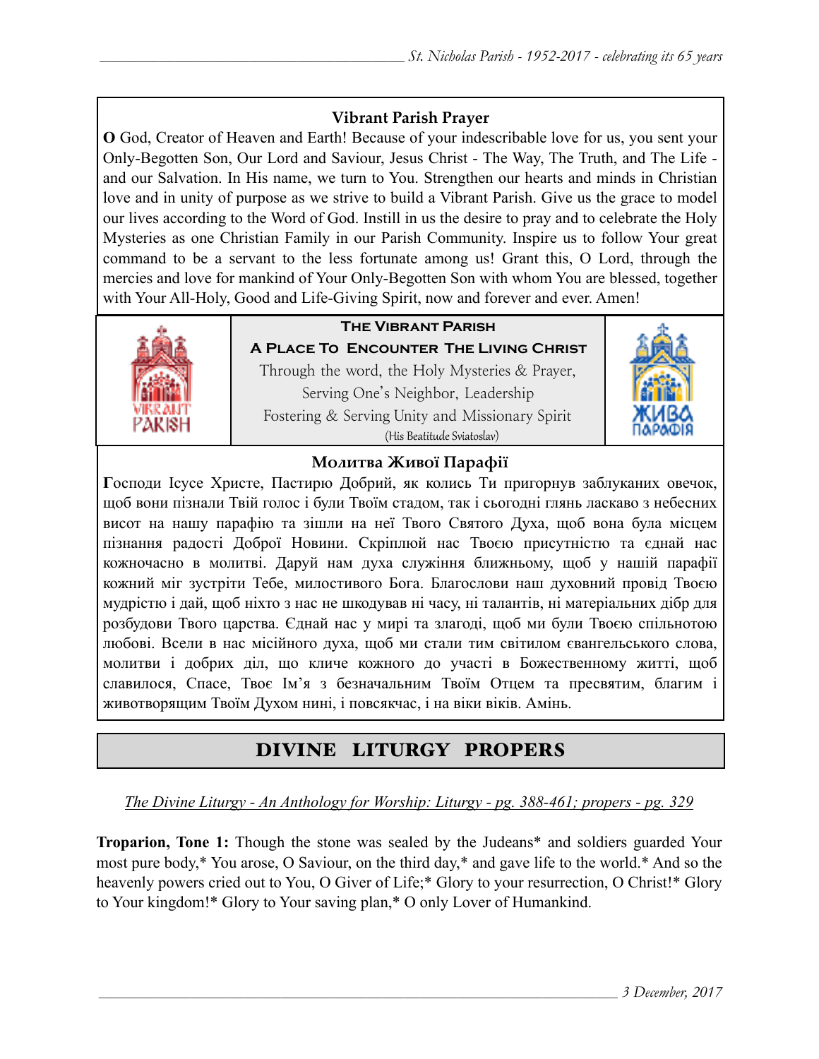## Vibrant Parish Prayer

**O** God, Creator of Heaven and Earth! Because of your indescribable love for us, you sent your Only-Begotten Son, Our Lord and Saviour, Jesus Christ - The Way, The Truth, and The Life - and our Salvation. In His name, we turn to You. Strengthen our hearts and minds in Christian love and in unity of purpose as we strive to build a Vibrant Parish. Give us the grace to model our lives according to the Word of God. Instill in us the desire to pray and to celebrate the Holy Mysteries as one Christian Family in our Parish Community. Inspire us to follow Your great command to be a servant to the less fortunate among us! Grant this, O Lord, through the mercies and love for mankind of Your Only-Begotten Son with whom You are blessed, together with Your All-Holy, Good and Life-Giving Spirit, now and forever and ever. Amen!

**The Vibrant Parish**

**A Place To Encounter The Living Christ**

Through the word, the Holy Mysteries & Prayer,
Serving One's Neighbor, Leadership
Fostering & Serving Unity and Missionary Spirit
(His Beatitude Sviatoslav)

## Молитва Живої Парафії

**Г**осподи Ісусе Христе, Пастирю Добрий, як колись Ти пригорнув заблуканих овечок, щоб вони пізнали Твій голос і були Твоїм стадом, так і сьогодні глянь ласкаво з небесних висот на нашу парафію та зішли на неї Твого Святого Духа, щоб вона була місцем пізнання радості Доброї Новини. Скріплюй нас Твоєю присутністю та єднай нас кожночасно в молитві. Даруй нам духа служіння ближньому, щоб у нашій парафії кожний міг зустріти Тебе, милостивого Бога. Благослови наш духовний провід Твоєю мудрістю і дай, щоб ніхто з нас не шкодував ні часу, ні талантів, ні матеріальних дібр для розбудови Твого царства. Єднай нас у мирі та злагоді, щоб ми були Твоєю спільнотою любові. Всели в нас місійного духа, щоб ми стали тим світилом євангельського слова, молитви і добрих діл, що кличе кожного до участі в Божественному житті, щоб славилося, Спасе, Твоє Ім'я з безначальним Твоїм Отцем та пресвятим, благим і животворящим Твоїм Духом нині, і повсякчас, і на віки віків. Амінь.

# DIVINE LITURGY PROPERS

*The Divine Liturgy - An Anthology for Worship: Liturgy - pg. 388-461; propers - pg. 329*

**Troparion, Tone 1:** Though the stone was sealed by the Judeans* and soldiers guarded Your most pure body,* You arose, O Saviour, on the third day,* and gave life to the world.* And so the heavenly powers cried out to You, O Giver of Life;* Glory to your resurrection, O Christ!* Glory to Your kingdom!* Glory to Your saving plan,* O only Lover of Humankind.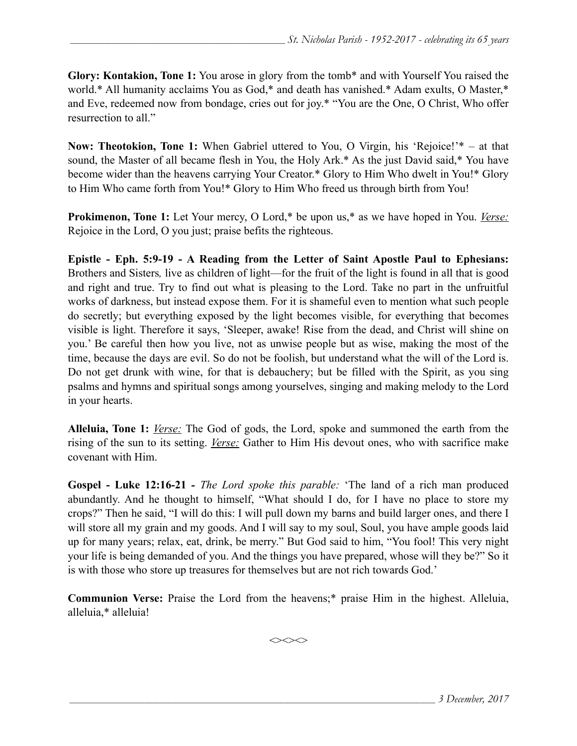**Glory: Kontakion, Tone 1:** You arose in glory from the tomb* and with Yourself You raised the world.* All humanity acclaims You as God,* and death has vanished.* Adam exults, O Master,* and Eve, redeemed now from bondage, cries out for joy.* "You are the One, O Christ, Who offer resurrection to all."

**Now: Theotokion, Tone 1:** When Gabriel uttered to You, O Virgin, his 'Rejoice!'* – at that sound, the Master of all became flesh in You, the Holy Ark.* As the just David said,* You have become wider than the heavens carrying Your Creator.* Glory to Him Who dwelt in You!* Glory to Him Who came forth from You!* Glory to Him Who freed us through birth from You!

**Prokimenon, Tone 1:** Let Your mercy, O Lord,* be upon us,* as we have hoped in You. *Verse:* Rejoice in the Lord, O you just; praise befits the righteous.

**Epistle - Eph. 5:9-19 - A Reading from the Letter of Saint Apostle Paul to Ephesians:** Brothers and Sisters*,* live as children of light—for the fruit of the light is found in all that is good and right and true. Try to find out what is pleasing to the Lord. Take no part in the unfruitful works of darkness, but instead expose them. For it is shameful even to mention what such people do secretly; but everything exposed by the light becomes visible, for everything that becomes visible is light. Therefore it says, 'Sleeper, awake! Rise from the dead, and Christ will shine on you.' Be careful then how you live, not as unwise people but as wise, making the most of the time, because the days are evil. So do not be foolish, but understand what the will of the Lord is. Do not get drunk with wine, for that is debauchery; but be filled with the Spirit, as you sing psalms and hymns and spiritual songs among yourselves, singing and making melody to the Lord in your hearts.

**Alleluia, Tone 1:** *Verse:* The God of gods, the Lord, spoke and summoned the earth from the rising of the sun to its setting. *Verse:* Gather to Him His devout ones, who with sacrifice make covenant with Him.

**Gospel - Luke 12:16-21 -** *The Lord spoke this parable:* 'The land of a rich man produced abundantly. And he thought to himself, "What should I do, for I have no place to store my crops?" Then he said, "I will do this: I will pull down my barns and build larger ones, and there I will store all my grain and my goods. And I will say to my soul, Soul, you have ample goods laid up for many years; relax, eat, drink, be merry." But God said to him, "You fool! This very night your life is being demanded of you. And the things you have prepared, whose will they be?" So it is with those who store up treasures for themselves but are not rich towards God.'

**Communion Verse:** Praise the Lord from the heavens;* praise Him in the highest. Alleluia, alleluia,* alleluia!

<><><>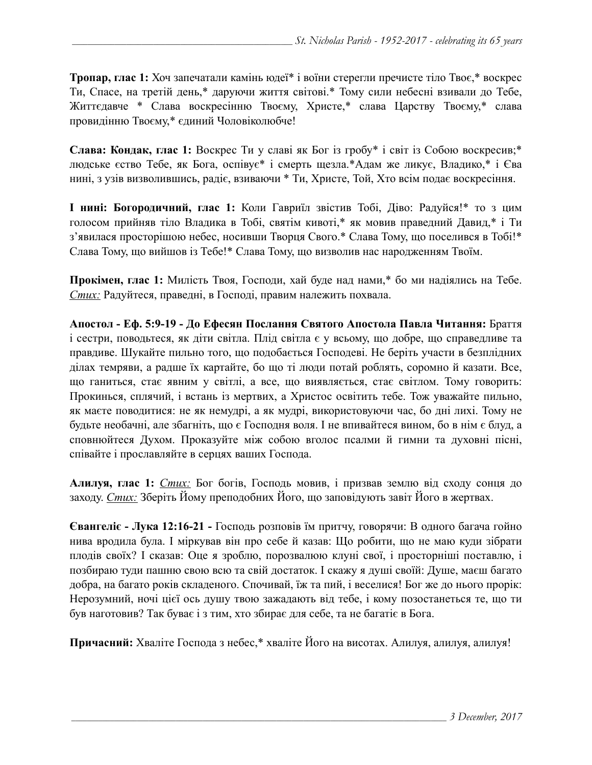**Тропар, глас 1:** Хоч запечатали камінь юдеї* і воїни стерегли пречисте тіло Твоє,* воскрес Ти, Спасе, на третій день,* даруючи життя світові.* Тому сили небесні взивали до Тебе, Життєдавче * Слава воскресінню Твоєму, Христе,* слава Царству Твоєму,* слава провидінню Твоєму,* єдиний Чоловіколюбче!

**Слава: Кондак, глас 1:** Воскрес Ти у славі як Бог із гробу* і світ із Собою воскресив;* людське єство Тебе, як Бога, оспівує* і смерть щезла.*Адам же ликує, Владико,* і Єва нині, з узів визволившись, радіє, взиваючи * Ти, Христе, Той, Хто всім подає воскресіння.

**І нині: Богородичний, глас 1:** Коли Гавриїл звістив Тобі, Діво: Радуйся!* то з цим голосом прийняв тіло Владика в Тобі, святім кивоті,* як мовив праведний Давид,* і Ти з'явилася просторішою небес, носивши Творця Свого.* Слава Тому, що поселився в Тобі!* Слава Тому, що вийшов із Тебе!* Слава Тому, що визволив нас народженням Твоїм.

**Прокімен, глас 1:** Милість Твоя, Господи, хай буде над нами,* бо ми надіялись на Тебе. *Стих:* Радуйтеся, праведні, в Господі, правим належить похвала.

**Апостол - Еф. 5:9-19 - До Ефесян Послання Святого Апостола Павла Читання:** Браття і сестри, поводьтеся, як діти світла. Плід світла є у всьому, що добре, що справедливе та правдиве. Шукайте пильно того, що подобається Господеві. Не беріть участи в безплідних ділах темряви, а радше їх картайте, бо що ті люди потай роблять, соромно й казати. Все, що ганиться, стає явним у світлі, а все, що виявляється, стає світлом. Тому говорить: Прокинься, сплячий, і встань із мертвих, а Христос освітить тебе. Тож уважайте пильно, як маєте поводитися: не як немудрі, а як мудрі, використовуючи час, бо дні лихі. Тому не будьте необачні, але збагніть, що є Господня воля. І не впивайтеся вином, бо в нім є блуд, а сповнюйтеся Духом. Проказуйте між собою вголос псалми й гимни та духовні пісні, співайте і прославляйте в серцях ваших Господа.

**Алилуя, глас 1:** *Стих:* Бог богів, Господь мовив, і призвав землю від сходу сонця до заходу. *Стих:* Зберіть Йому преподобних Його, що заповідують завіт Його в жертвах.

**Євангеліє - Лука 12:16-21 -** Господь розповів їм притчу, говорячи: В одного багача гойно нива вродила була. І міркував він про себе й казав: Що робити, що не маю куди зібрати плодів своїх? І сказав: Оце я зроблю, порозвалюю клуні свої, і просторніші поставлю, і позбираю туди пашню свою всю та свій достаток. І скажу я душі своїй: Душе, маєш багато добра, на багато років складеного. Спочивай, їж та пий, і веселися! Бог же до нього прорік: Нерозумний, ночі цієї ось душу твою зажадають від тебе, і кому позостанеться те, що ти був наготовив? Так буває і з тим, хто збирає для себе, та не багатіє в Бога.

**Причасний:** Хваліте Господа з небес,* хваліте Його на висотах. Алилуя, алилуя, алилуя!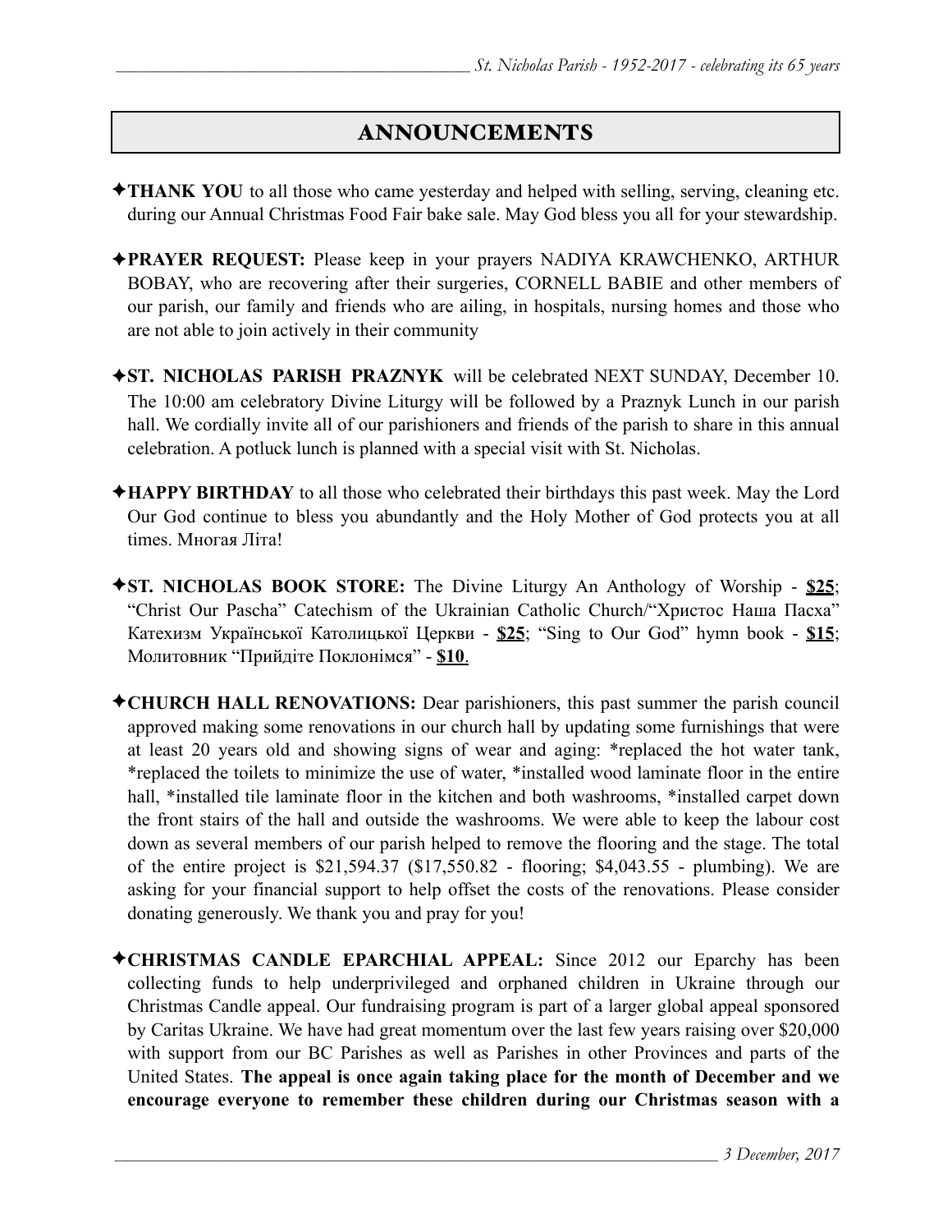# ANNOUNCEMENTS

✦**THANK YOU** to all those who came yesterday and helped with selling, serving, cleaning etc. during our Annual Christmas Food Fair bake sale. May God bless you all for your stewardship.

✦**PRAYER REQUEST:** Please keep in your prayers NADIYA KRAWCHENKO, ARTHUR BOBAY, who are recovering after their surgeries, CORNELL BABIE and other members of our parish, our family and friends who are ailing, in hospitals, nursing homes and those who are not able to join actively in their community

✦**ST. NICHOLAS PARISH PRAZNYK** will be celebrated NEXT SUNDAY, December 10. The 10:00 am celebratory Divine Liturgy will be followed by a Praznyk Lunch in our parish hall. We cordially invite all of our parishioners and friends of the parish to share in this annual celebration. A potluck lunch is planned with a special visit with St. Nicholas.

✦**HAPPY BIRTHDAY** to all those who celebrated their birthdays this past week. May the Lord Our God continue to bless you abundantly and the Holy Mother of God protects you at all times. Многая Літа!

✦**ST. NICHOLAS BOOK STORE:** The Divine Liturgy An Anthology of Worship - **$25**; "Christ Our Pascha" Catechism of the Ukrainian Catholic Church/"Христос Наша Пасха" Катехизм Української Католицької Церкви - **$25**; "Sing to Our God" hymn book - **$15**; Молитовник "Прийдіте Поклонімся" - **$10**.

✦**CHURCH HALL RENOVATIONS:** Dear parishioners, this past summer the parish council approved making some renovations in our church hall by updating some furnishings that were at least 20 years old and showing signs of wear and aging: *replaced the hot water tank, *replaced the toilets to minimize the use of water, *installed wood laminate floor in the entire hall, *installed tile laminate floor in the kitchen and both washrooms, *installed carpet down the front stairs of the hall and outside the washrooms. We were able to keep the labour cost down as several members of our parish helped to remove the flooring and the stage. The total of the entire project is $21,594.37 ($17,550.82 - flooring; $4,043.55 - plumbing). We are asking for your financial support to help offset the costs of the renovations. Please consider donating generously. We thank you and pray for you!

✦**CHRISTMAS CANDLE EPARCHIAL APPEAL:** Since 2012 our Eparchy has been collecting funds to help underprivileged and orphaned children in Ukraine through our Christmas Candle appeal. Our fundraising program is part of a larger global appeal sponsored by Caritas Ukraine. We have had great momentum over the last few years raising over $20,000 with support from our BC Parishes as well as Parishes in other Provinces and parts of the United States. **The appeal is once again taking place for the month of December and we encourage everyone to remember these children during our Christmas season with a**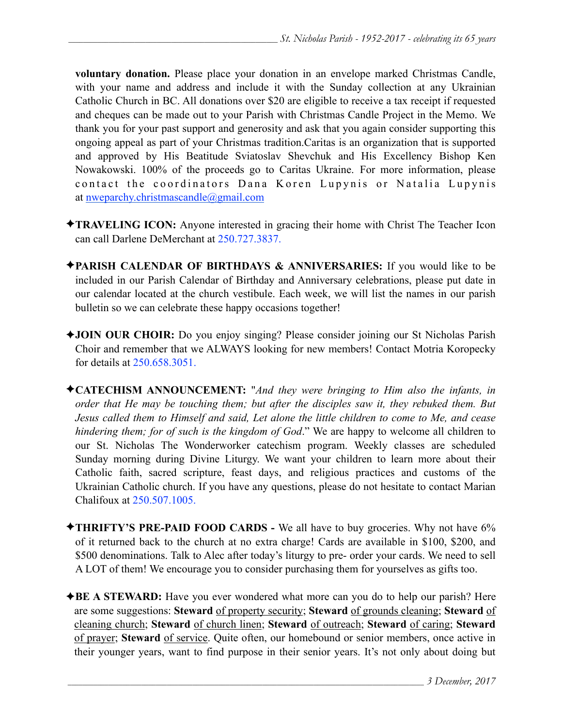**voluntary donation.** Please place your donation in an envelope marked Christmas Candle, with your name and address and include it with the Sunday collection at any Ukrainian Catholic Church in BC. All donations over $20 are eligible to receive a tax receipt if requested and cheques can be made out to your Parish with Christmas Candle Project in the Memo. We thank you for your past support and generosity and ask that you again consider supporting this ongoing appeal as part of your Christmas tradition.Caritas is an organization that is supported and approved by His Beatitude Sviatoslav Shevchuk and His Excellency Bishop Ken Nowakowski. 100% of the proceeds go to Caritas Ukraine. For more information, please contact the coordinators Dana Koren Lupynis or Natalia Lupynis at nweparchy.christmascandle@gmail.com

✦**TRAVELING ICON:** Anyone interested in gracing their home with Christ The Teacher Icon can call Darlene DeMerchant at 250.727.3837.

✦**PARISH CALENDAR OF BIRTHDAYS & ANNIVERSARIES:** If you would like to be included in our Parish Calendar of Birthday and Anniversary celebrations, please put date in our calendar located at the church vestibule. Each week, we will list the names in our parish bulletin so we can celebrate these happy occasions together!

✦**JOIN OUR CHOIR:** Do you enjoy singing? Please consider joining our St Nicholas Parish Choir and remember that we ALWAYS looking for new members! Contact Motria Koropecky for details at 250.658.3051.

✦**CATECHISM ANNOUNCEMENT:** "*And they were bringing to Him also the infants, in order that He may be touching them; but after the disciples saw it, they rebuked them. But Jesus called them to Himself and said, Let alone the little children to come to Me, and cease hindering them; for of such is the kingdom of God*." We are happy to welcome all children to our St. Nicholas The Wonderworker catechism program. Weekly classes are scheduled Sunday morning during Divine Liturgy. We want your children to learn more about their Catholic faith, sacred scripture, feast days, and religious practices and customs of the Ukrainian Catholic church. If you have any questions, please do not hesitate to contact Marian Chalifoux at 250.507.1005.

✦**THRIFTY'S PRE-PAID FOOD CARDS -** We all have to buy groceries. Why not have 6% of it returned back to the church at no extra charge! Cards are available in $100, $200, and $500 denominations. Talk to Alec after today's liturgy to pre- order your cards. We need to sell A LOT of them! We encourage you to consider purchasing them for yourselves as gifts too.

✦**BE A STEWARD:** Have you ever wondered what more can you do to help our parish? Here are some suggestions: **Steward** of property security; **Steward** of grounds cleaning; **Steward** of cleaning church; **Steward** of church linen; **Steward** of outreach; **Steward** of caring; **Steward** of prayer; **Steward** of service. Quite often, our homebound or senior members, once active in their younger years, want to find purpose in their senior years. It's not only about doing but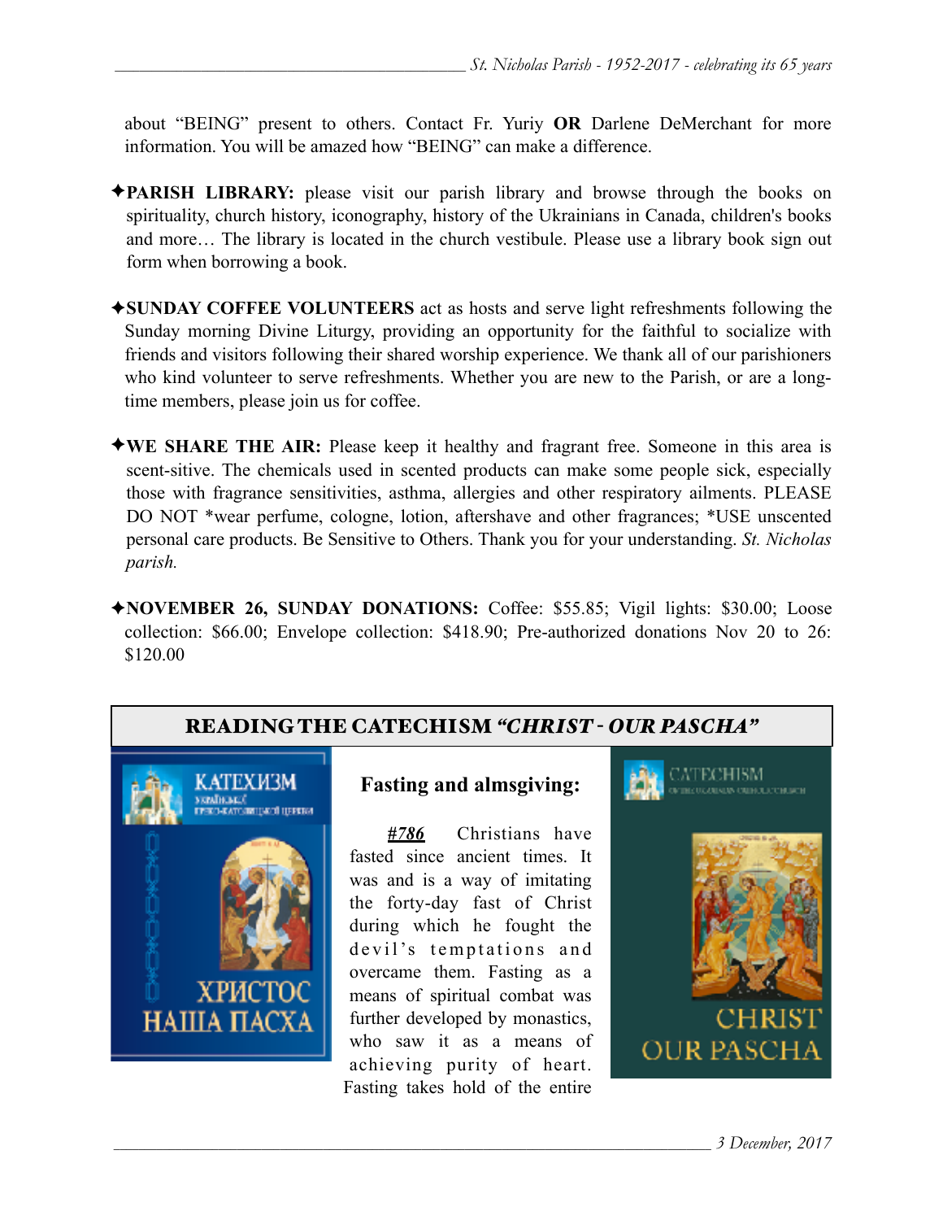about "BEING" present to others. Contact Fr. Yuriy **OR** Darlene DeMerchant for more information. You will be amazed how "BEING" can make a difference.

✦**PARISH LIBRARY:** please visit our parish library and browse through the books on spirituality, church history, iconography, history of the Ukrainians in Canada, children's books and more… The library is located in the church vestibule. Please use a library book sign out form when borrowing a book.

✦**SUNDAY COFFEE VOLUNTEERS** act as hosts and serve light refreshments following the Sunday morning Divine Liturgy, providing an opportunity for the faithful to socialize with friends and visitors following their shared worship experience. We thank all of our parishioners who kind volunteer to serve refreshments. Whether you are new to the Parish, or are a long-time members, please join us for coffee.

✦**WE SHARE THE AIR:** Please keep it healthy and fragrant free. Someone in this area is scent-sitive. The chemicals used in scented products can make some people sick, especially those with fragrance sensitivities, asthma, allergies and other respiratory ailments. PLEASE DO NOT *wear perfume, cologne, lotion, aftershave and other fragrances; *USE unscented personal care products. Be Sensitive to Others. Thank you for your understanding. *St. Nicholas parish.*

✦**NOVEMBER 26, SUNDAY DONATIONS:** Coffee: $55.85; Vigil lights: $30.00; Loose collection: $66.00; Envelope collection: $418.90; Pre-authorized donations Nov 20 to 26: $120.00

## READING THE CATECHISM *"CHRIST - OUR PASCHA"*

### Fasting and almsgiving:

***#786*** Christians have fasted since ancient times. It was and is a way of imitating the forty-day fast of Christ during which he fought the devil's temptations and overcame them. Fasting as a means of spiritual combat was further developed by monastics, who saw it as a means of achieving purity of heart. Fasting takes hold of the entire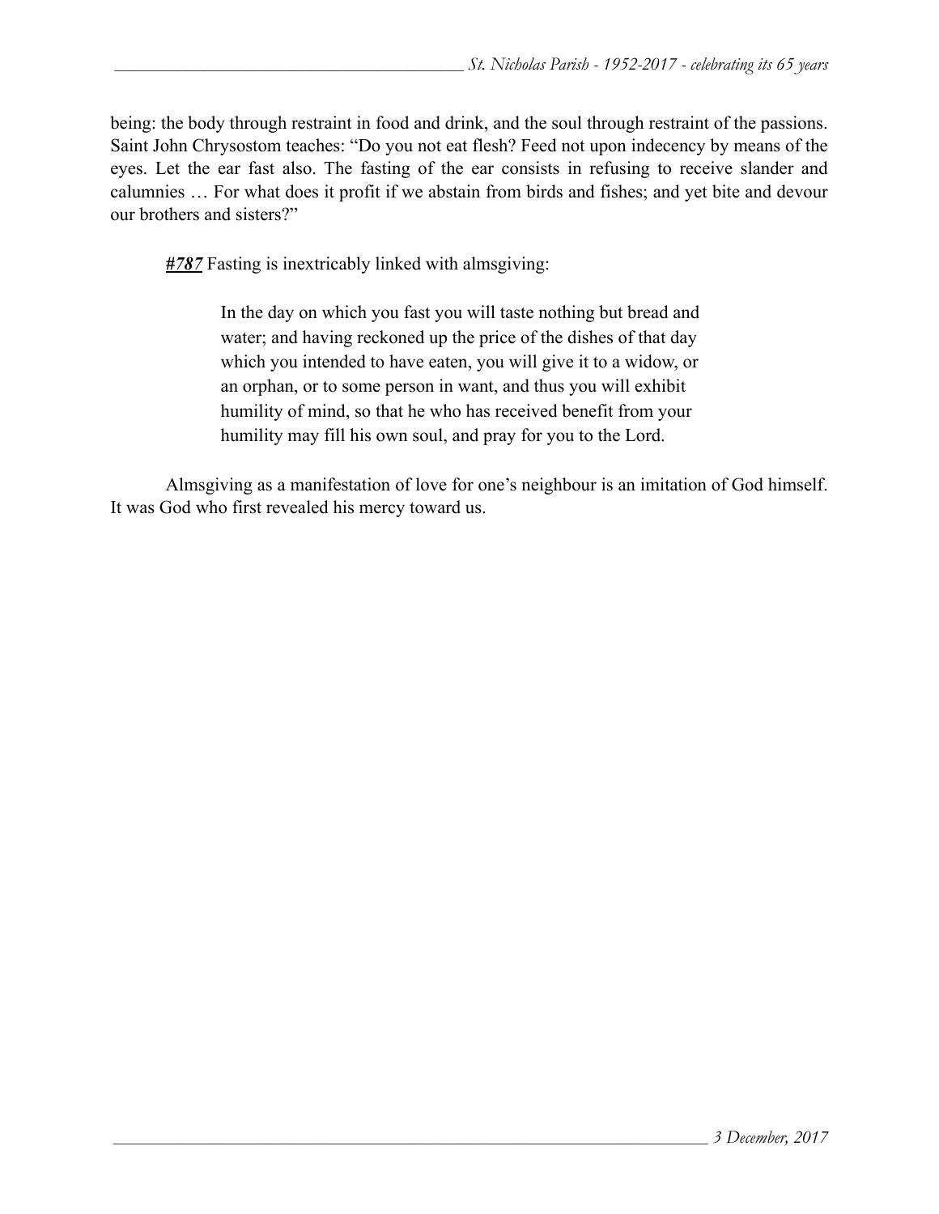being: the body through restraint in food and drink, and the soul through restraint of the passions. Saint John Chrysostom teaches: "Do you not eat flesh? Feed not upon indecency by means of the eyes. Let the ear fast also. The fasting of the ear consists in refusing to receive slander and calumnies … For what does it profit if we abstain from birds and fishes; and yet bite and devour our brothers and sisters?"

***#787*** Fasting is inextricably linked with almsgiving:

> In the day on which you fast you will taste nothing but bread and water; and having reckoned up the price of the dishes of that day which you intended to have eaten, you will give it to a widow, or an orphan, or to some person in want, and thus you will exhibit humility of mind, so that he who has received benefit from your humility may fill his own soul, and pray for you to the Lord.

Almsgiving as a manifestation of love for one's neighbour is an imitation of God himself. It was God who first revealed his mercy toward us.